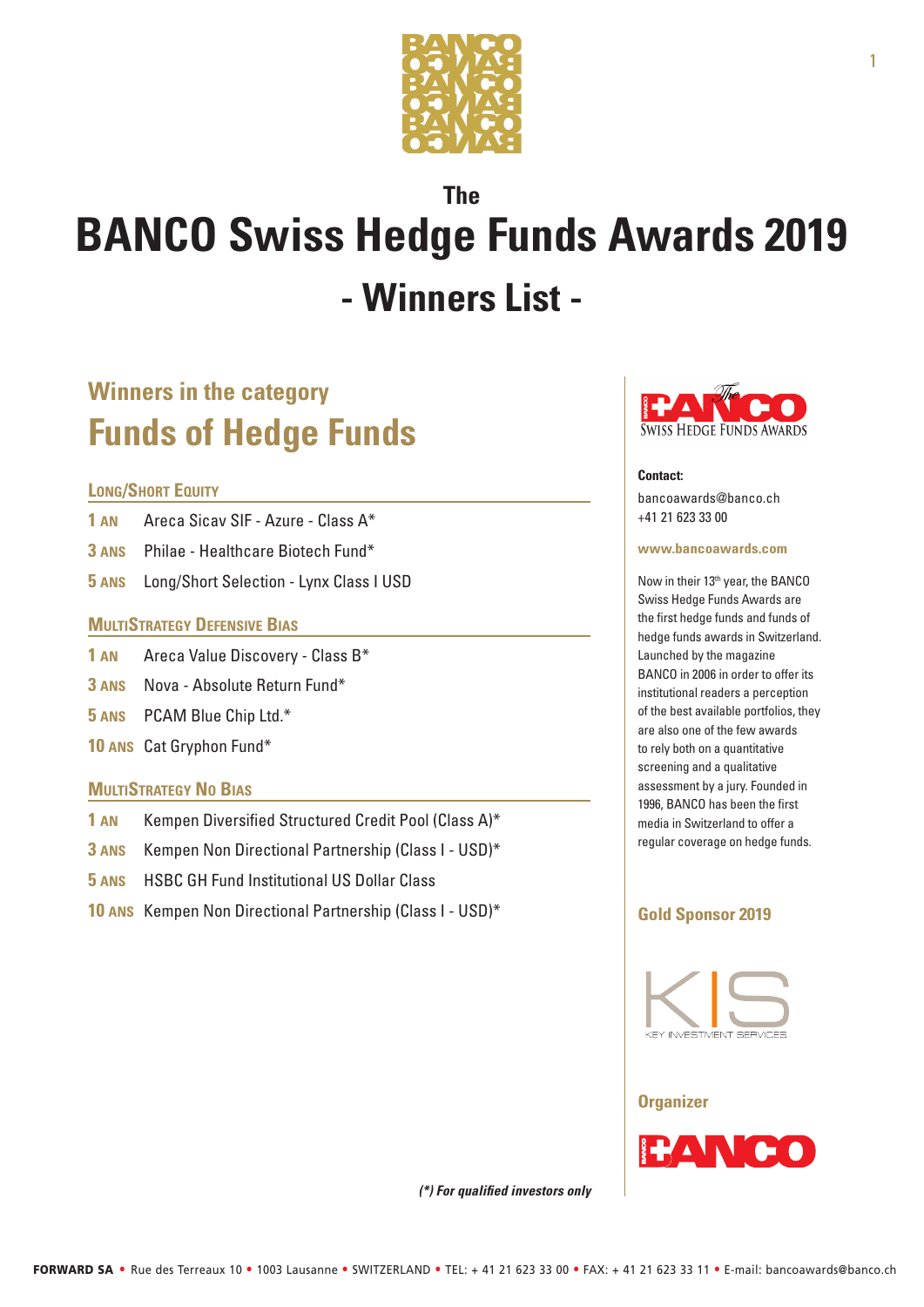# The BANCO Swiss Hedge Funds Awards 2019

## - Winners List -

## Winners in the category

# Funds of Hedge Funds

### Long/Short Equity

- **1 AN** Areca Sicav SIF - Azure - Class A*
- **3 ANS** Philae - Healthcare Biotech Fund*
- **5 ANS** Long/Short Selection - Lynx Class I USD

### MultiStrategy Defensive Bias

- **1 AN** Areca Value Discovery - Class B*
- **3 ANS** Nova - Absolute Return Fund*
- **5 ANS** PCAM Blue Chip Ltd.*
- **10 ANS** Cat Gryphon Fund*

### MultiStrategy No Bias

- **1 AN** Kempen Diversified Structured Credit Pool (Class A)*
- **3 ANS** Kempen Non Directional Partnership (Class I - USD)*
- **5 ANS** HSBC GH Fund Institutional US Dollar Class
- **10 ANS** Kempen Non Directional Partnership (Class I - USD)*

***(*) For qualified investors only***

The BANCO Swiss Hedge Funds Awards

**Contact:**
bancoawards@banco.ch
+41 21 623 33 00

**www.bancoawards.com**

Now in their 13th year, the BANCO Swiss Hedge Funds Awards are the first hedge funds and funds of hedge funds awards in Switzerland. Launched by the magazine BANCO in 2006 in order to offer its institutional readers a perception of the best available portfolios, they are also one of the few awards to rely both on a quantitative screening and a qualitative assessment by a jury. Founded in 1996, BANCO has been the first media in Switzerland to offer a regular coverage on hedge funds.

**Gold Sponsor 2019**

KIS KEY INVESTMENT SERVICES

**Organizer**

BANCO

**FORWARD SA** • Rue des Terreaux 10 • 1003 Lausanne • SWITZERLAND • TEL: + 41 21 623 33 00 • FAX: + 41 21 623 33 11 • E-mail: bancoawards@banco.ch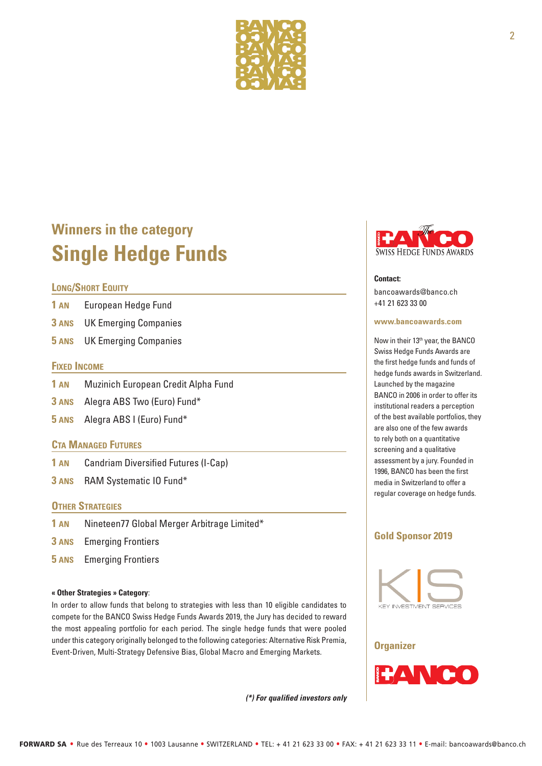## Winners in the category

# Single Hedge Funds

### Long/Short Equity

- **1 AN** European Hedge Fund
- **3 ANS** UK Emerging Companies
- **5 ANS** UK Emerging Companies

### Fixed Income

- **1 AN** Muzinich European Credit Alpha Fund
- **3 ANS** Alegra ABS Two (Euro) Fund*
- **5 ANS** Alegra ABS I (Euro) Fund*

### CTA Managed Futures

- **1 AN** Candriam Diversified Futures (I-Cap)
- **3 ANS** RAM Systematic IO Fund*

### Other Strategies

- **1 AN** Nineteen77 Global Merger Arbitrage Limited*
- **3 ANS** Emerging Frontiers
- **5 ANS** Emerging Frontiers

**« Other Strategies » Category**:

In order to allow funds that belong to strategies with less than 10 eligible candidates to compete for the BANCO Swiss Hedge Funds Awards 2019, the Jury has decided to reward the most appealing portfolio for each period. The single hedge funds that were pooled under this category originally belonged to the following categories: Alternative Risk Premia, Event-Driven, Multi-Strategy Defensive Bias, Global Macro and Emerging Markets.

***(*) For qualified investors only***

The BANCO Swiss Hedge Funds Awards

**Contact:**

bancoawards@banco.ch
+41 21 623 33 00

**www.bancoawards.com**

Now in their 13th year, the BANCO Swiss Hedge Funds Awards are the first hedge funds and funds of hedge funds awards in Switzerland. Launched by the magazine BANCO in 2006 in order to offer its institutional readers a perception of the best available portfolios, they are also one of the few awards to rely both on a quantitative screening and a qualitative assessment by a jury. Founded in 1996, BANCO has been the first media in Switzerland to offer a regular coverage on hedge funds.

**Gold Sponsor 2019**

KIS Key Investment Services

**Organizer**

BANCO

**FORWARD SA** • Rue des Terreaux 10 • 1003 Lausanne • SWITZERLAND • TEL: + 41 21 623 33 00 • FAX: + 41 21 623 33 11 • E-mail: bancoawards@banco.ch